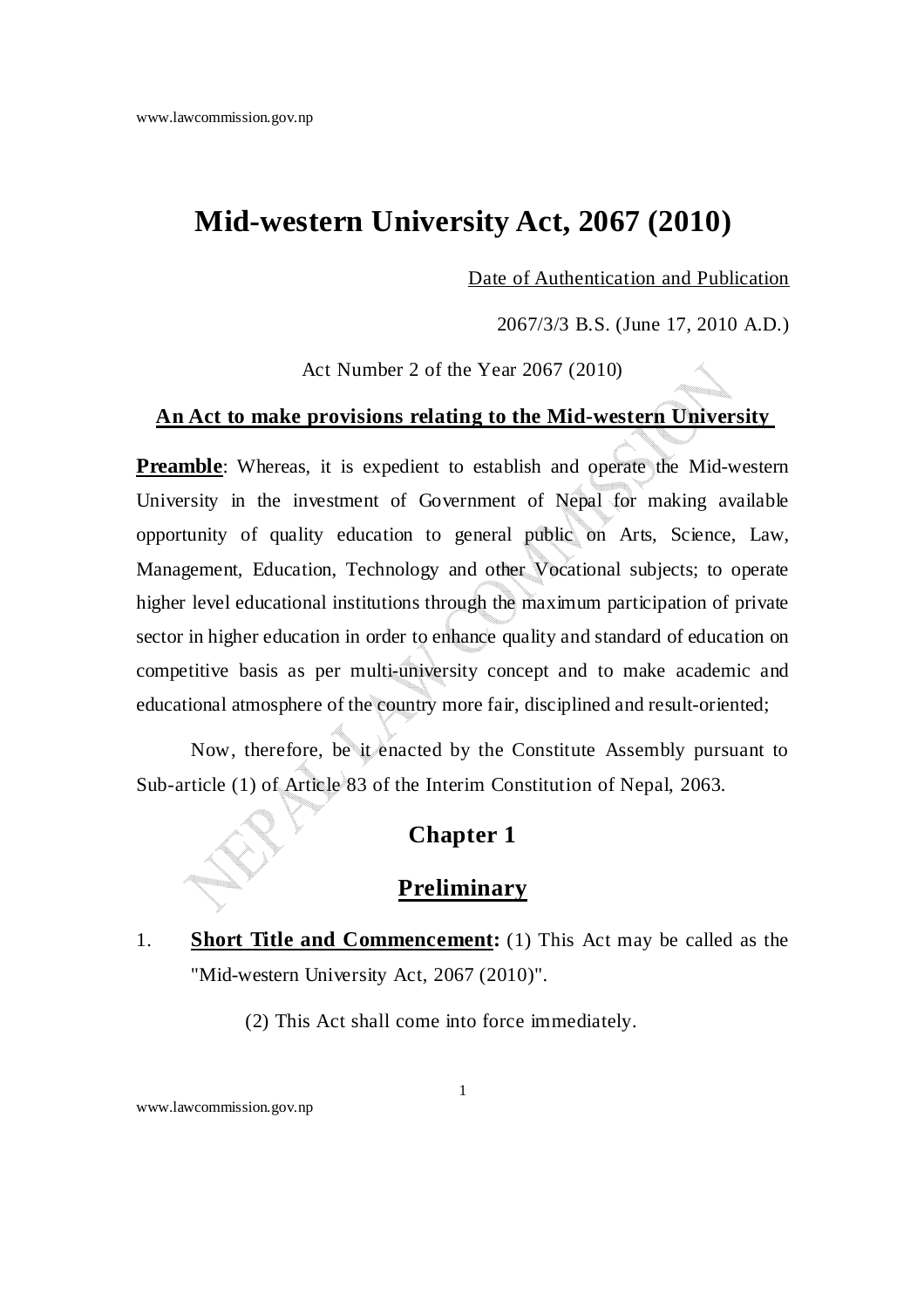# Mid-western University Act, 2067 (2010)

Date of Authentication and Publication

2067/3/3 B.S. (June 17, 2010 A.D.)

Act Number 2 of the Year 2067 (2010)

**An Act to make provisions relating to the Mid-western University**

**Preamble**: Whereas, it is expedient to establish and operate the Mid-western University in the investment of Government of Nepal for making available opportunity of quality education to general public on Arts, Science, Law, Management, Education, Technology and other Vocational subjects; to operate higher level educational institutions through the maximum participation of private sector in higher education in order to enhance quality and standard of education on competitive basis as per multi-university concept and to make academic and educational atmosphere of the country more fair, disciplined and result-oriented;

Now, therefore, be it enacted by the Constitute Assembly pursuant to Sub-article (1) of Article 83 of the Interim Constitution of Nepal, 2063.

## Chapter 1

## Preliminary

1. **Short Title and Commencement:** (1) This Act may be called as the "Mid-western University Act, 2067 (2010)".

   (2) This Act shall come into force immediately.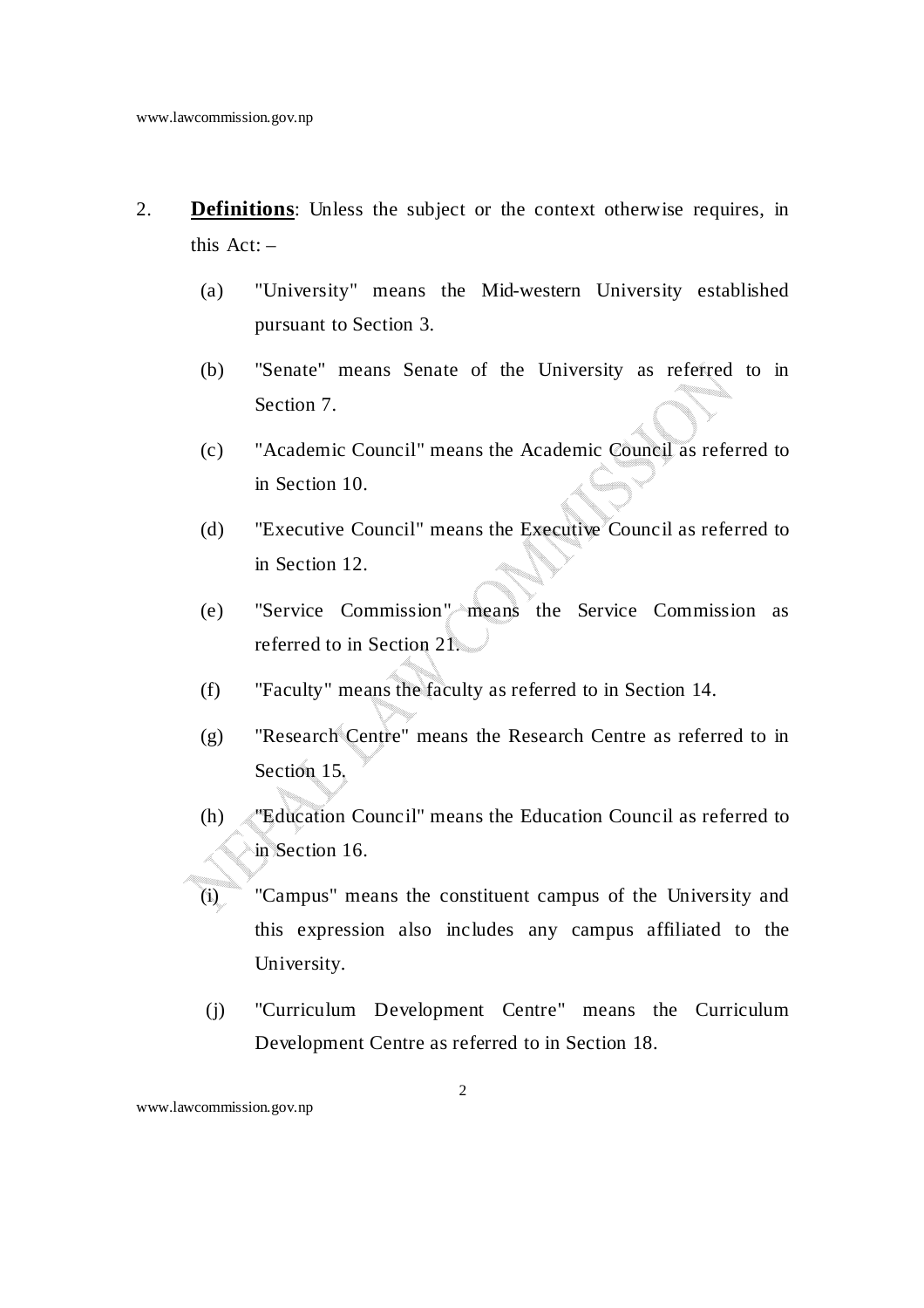2. **Definitions**: Unless the subject or the context otherwise requires, in this Act: –

   (a) "University" means the Mid-western University established pursuant to Section 3.

   (b) "Senate" means Senate of the University as referred to in Section 7.

   (c) "Academic Council" means the Academic Council as referred to in Section 10.

   (d) "Executive Council" means the Executive Council as referred to in Section 12.

   (e) "Service Commission" means the Service Commission as referred to in Section 21.

   (f) "Faculty" means the faculty as referred to in Section 14.

   (g) "Research Centre" means the Research Centre as referred to in Section 15.

   (h) "Education Council" means the Education Council as referred to in Section 16.

   (i) "Campus" means the constituent campus of the University and this expression also includes any campus affiliated to the University.

   (j) "Curriculum Development Centre" means the Curriculum Development Centre as referred to in Section 18.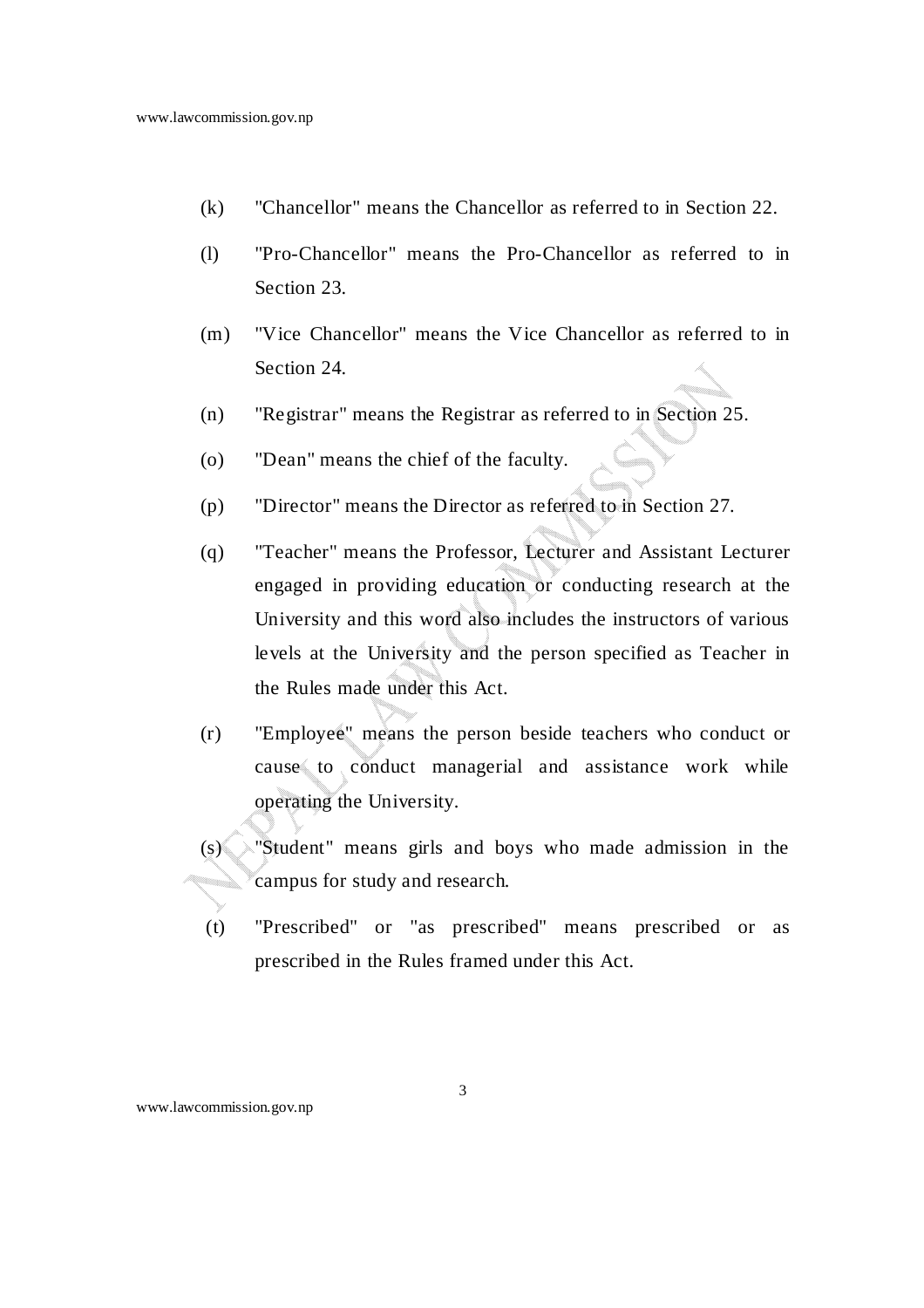(k) "Chancellor" means the Chancellor as referred to in Section 22.

(l) "Pro-Chancellor" means the Pro-Chancellor as referred to in Section 23.

(m) "Vice Chancellor" means the Vice Chancellor as referred to in Section 24.

(n) "Registrar" means the Registrar as referred to in Section 25.

(o) "Dean" means the chief of the faculty.

(p) "Director" means the Director as referred to in Section 27.

(q) "Teacher" means the Professor, Lecturer and Assistant Lecturer engaged in providing education or conducting research at the University and this word also includes the instructors of various levels at the University and the person specified as Teacher in the Rules made under this Act.

(r) "Employee" means the person beside teachers who conduct or cause to conduct managerial and assistance work while operating the University.

(s) "Student" means girls and boys who made admission in the campus for study and research.

(t) "Prescribed" or "as prescribed" means prescribed or as prescribed in the Rules framed under this Act.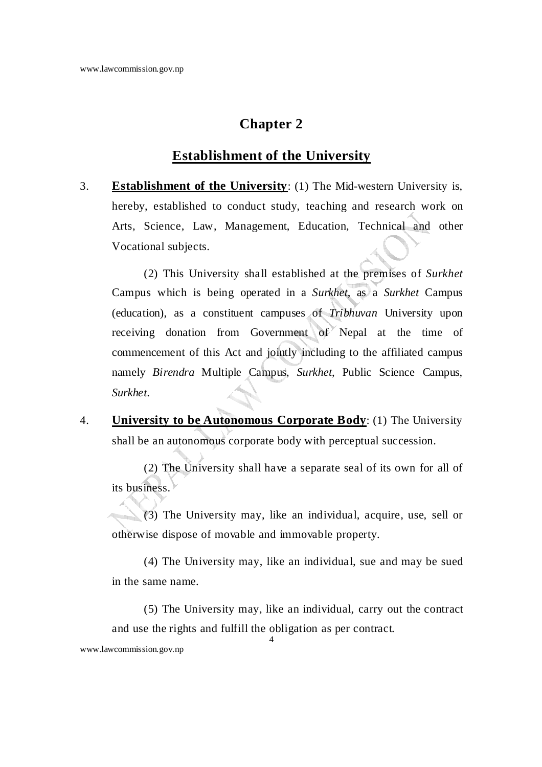# Chapter 2

## Establishment of the University

3. **Establishment of the University**: (1) The Mid-western University is, hereby, established to conduct study, teaching and research work on Arts, Science, Law, Management, Education, Technical and other Vocational subjects.

    (2) This University shall established at the premises of *Surkhet* Campus which is being operated in a *Surkhet*, as a *Surkhet* Campus (education), as a constituent campuses of *Tribhuvan* University upon receiving donation from Government of Nepal at the time of commencement of this Act and jointly including to the affiliated campus namely *Birendra* Multiple Campus, *Surkhet*, Public Science Campus, *Surkhet*.

4. **University to be Autonomous Corporate Body**: (1) The University shall be an autonomous corporate body with perceptual succession.

    (2) The University shall have a separate seal of its own for all of its business.

    (3) The University may, like an individual, acquire, use, sell or otherwise dispose of movable and immovable property.

    (4) The University may, like an individual, sue and may be sued in the same name.

    (5) The University may, like an individual, carry out the contract and use the rights and fulfill the obligation as per contract.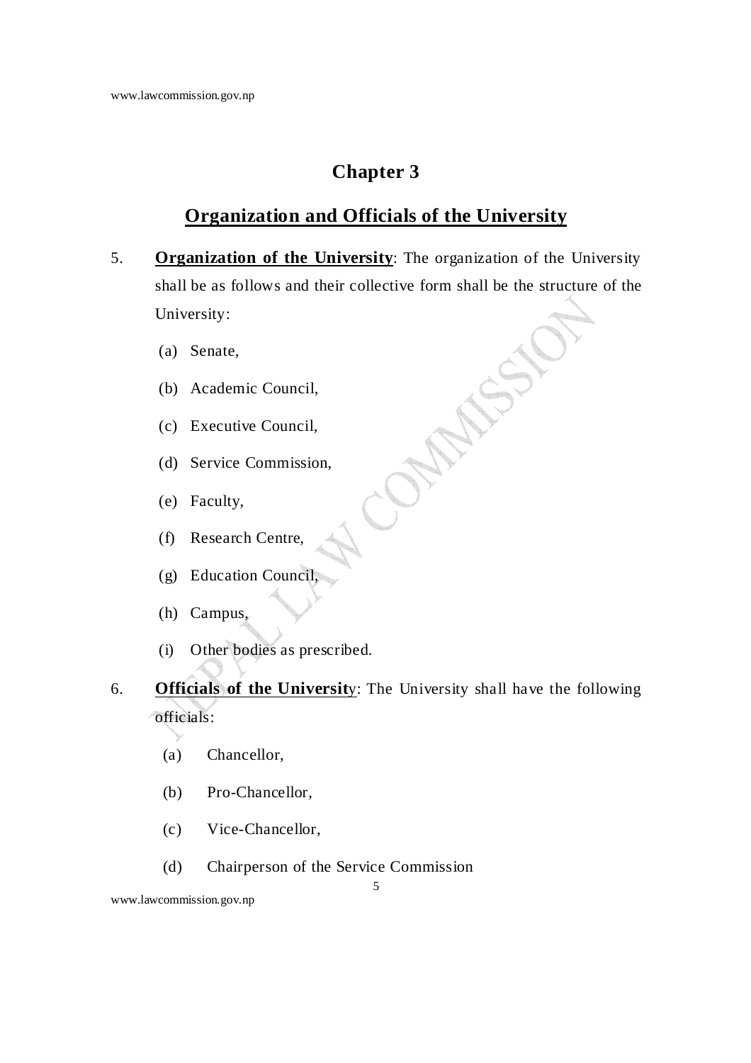# Chapter 3

## Organization and Officials of the University

5. **Organization of the University**: The organization of the University shall be as follows and their collective form shall be the structure of the University:

   (a) Senate,

   (b) Academic Council,

   (c) Executive Council,

   (d) Service Commission,

   (e) Faculty,

   (f) Research Centre,

   (g) Education Council,

   (h) Campus,

   (i) Other bodies as prescribed.

6. **Officials of the University**: The University shall have the following officials:

   (a) Chancellor,

   (b) Pro-Chancellor,

   (c) Vice-Chancellor,

   (d) Chairperson of the Service Commission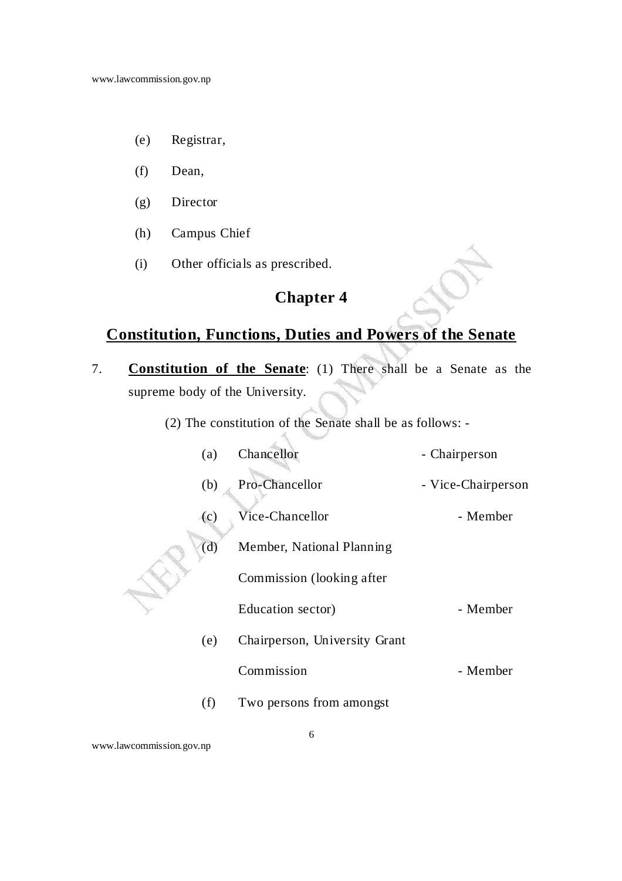(e) Registrar,

(f) Dean,

(g) Director

(h) Campus Chief

(i) Other officials as prescribed.

## Chapter 4

## Constitution, Functions, Duties and Powers of the Senate

7. **Constitution of the Senate**: (1) There shall be a Senate as the supreme body of the University.

(2) The constitution of the Senate shall be as follows: -

| | | |
|---|---|---|
| (a) | Chancellor | - Chairperson |
| (b) | Pro-Chancellor | - Vice-Chairperson |
| (c) | Vice-Chancellor | - Member |
| (d) | Member, National Planning Commission (looking after Education sector) | - Member |
| (e) | Chairperson, University Grant Commission | - Member |
| (f) | Two persons from amongst | |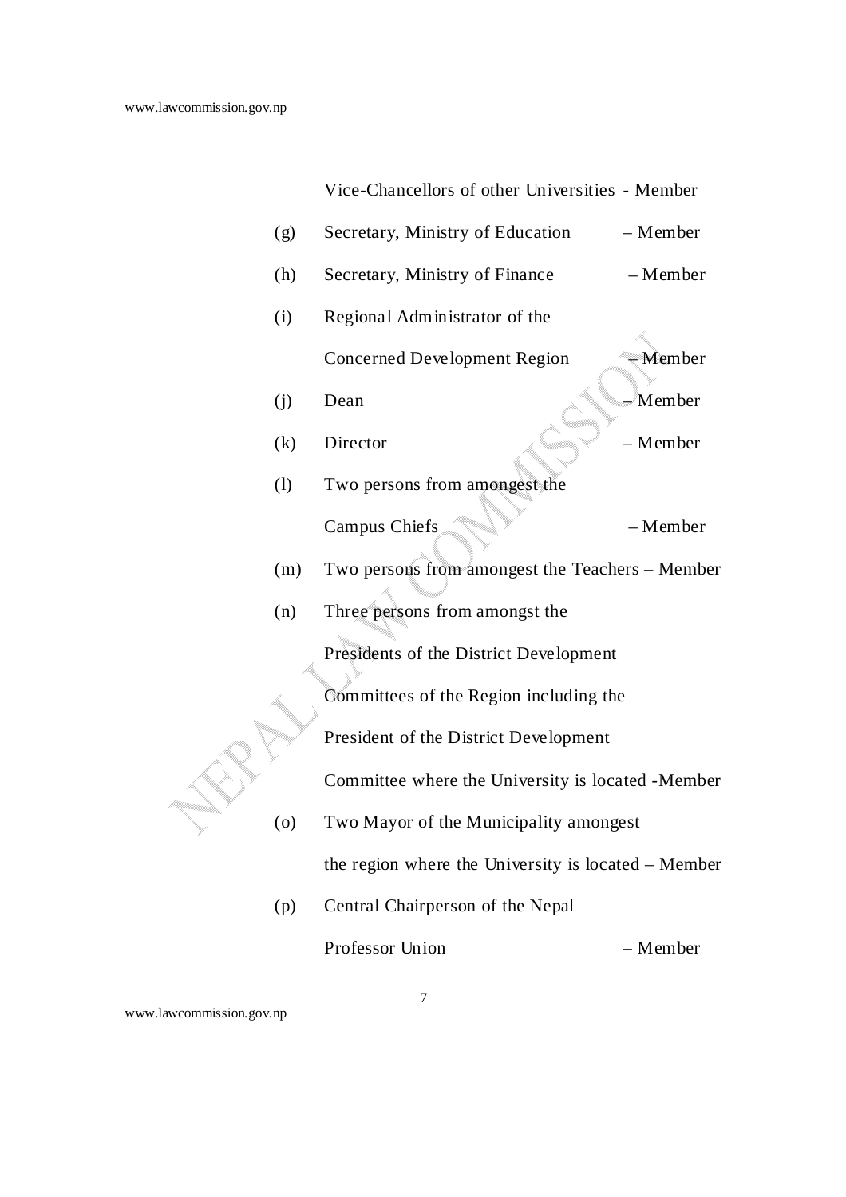Vice-Chancellors of other Universities - Member

(g) Secretary, Ministry of Education – Member

(h) Secretary, Ministry of Finance – Member

(i) Regional Administrator of the Concerned Development Region – Member

(j) Dean – Member

(k) Director – Member

(l) Two persons from amongest the Campus Chiefs – Member

(m) Two persons from amongest the Teachers – Member

(n) Three persons from amongst the Presidents of the District Development Committees of the Region including the President of the District Development Committee where the University is located -Member

(o) Two Mayor of the Municipality amongest the region where the University is located – Member

(p) Central Chairperson of the Nepal Professor Union – Member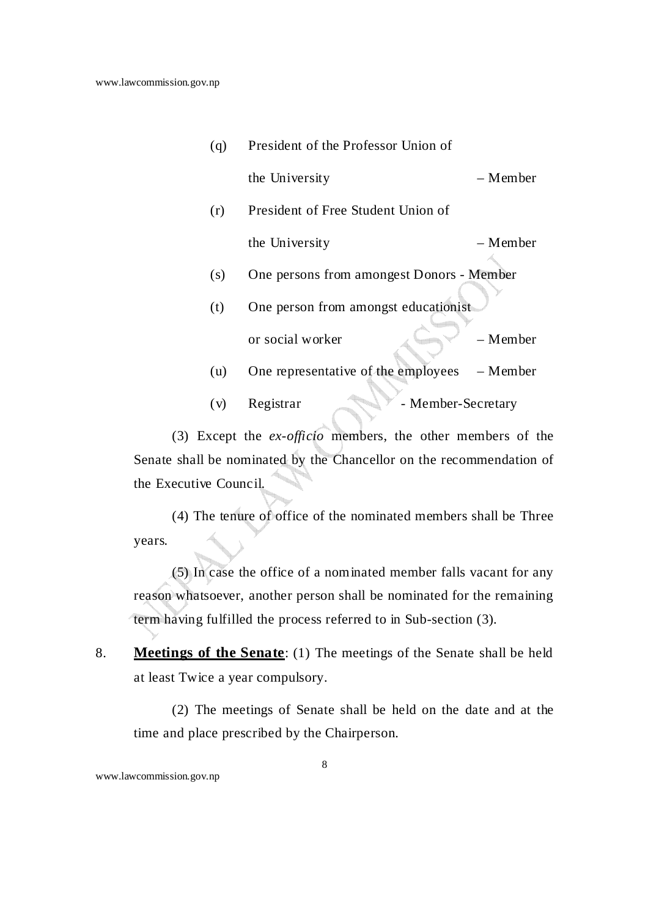(q) President of the Professor Union of the University – Member

(r) President of Free Student Union of the University – Member

(s) One persons from amongest Donors - Member

(t) One person from amongst educationist or social worker – Member

(u) One representative of the employees – Member

(v) Registrar - Member-Secretary

(3) Except the *ex-officio* members, the other members of the Senate shall be nominated by the Chancellor on the recommendation of the Executive Council.

(4) The tenure of office of the nominated members shall be Three years.

(5) In case the office of a nominated member falls vacant for any reason whatsoever, another person shall be nominated for the remaining term having fulfilled the process referred to in Sub-section (3).

8. **Meetings of the Senate**: (1) The meetings of the Senate shall be held at least Twice a year compulsory.

(2) The meetings of Senate shall be held on the date and at the time and place prescribed by the Chairperson.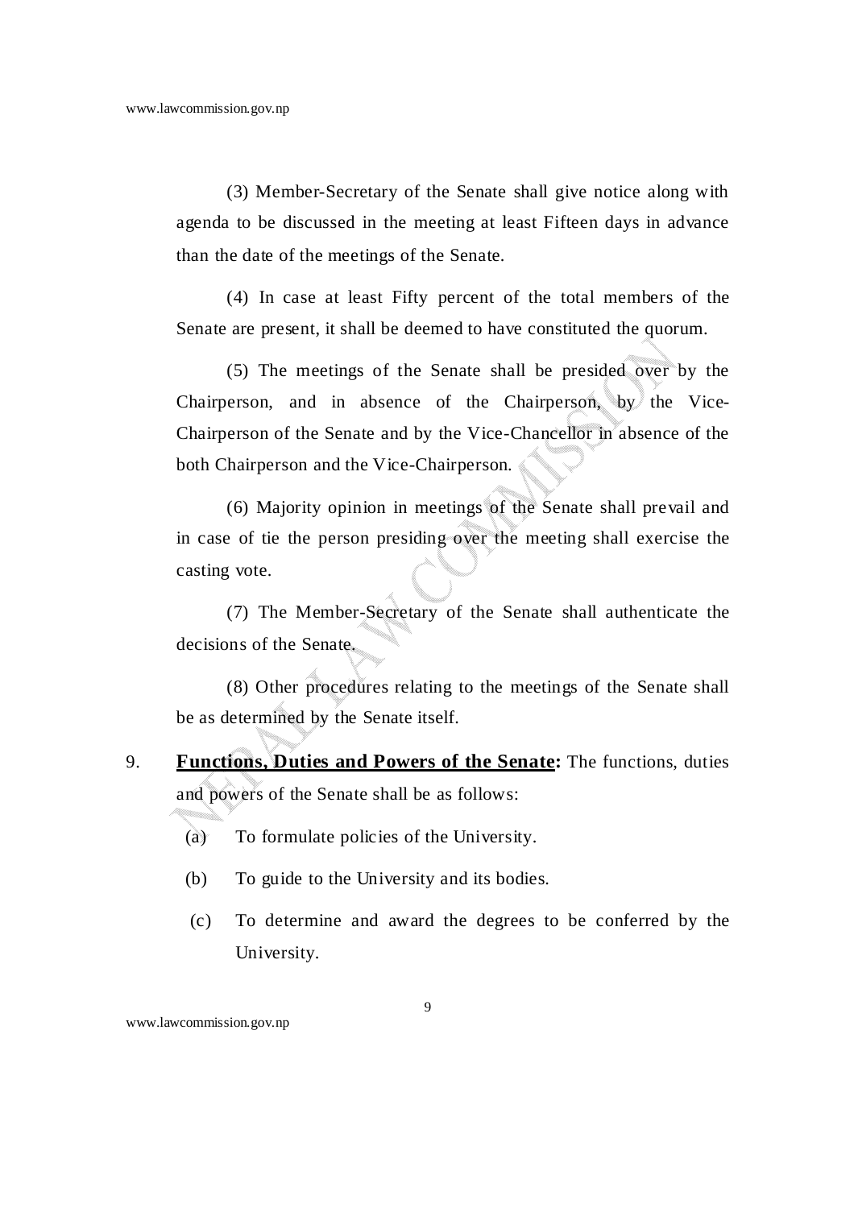(3) Member-Secretary of the Senate shall give notice along with agenda to be discussed in the meeting at least Fifteen days in advance than the date of the meetings of the Senate.

(4) In case at least Fifty percent of the total members of the Senate are present, it shall be deemed to have constituted the quorum.

(5) The meetings of the Senate shall be presided over by the Chairperson, and in absence of the Chairperson, by the Vice-Chairperson of the Senate and by the Vice-Chancellor in absence of the both Chairperson and the Vice-Chairperson.

(6) Majority opinion in meetings of the Senate shall prevail and in case of tie the person presiding over the meeting shall exercise the casting vote.

(7) The Member-Secretary of the Senate shall authenticate the decisions of the Senate.

(8) Other procedures relating to the meetings of the Senate shall be as determined by the Senate itself.

9. **Functions, Duties and Powers of the Senate:** The functions, duties and powers of the Senate shall be as follows:

(a) To formulate policies of the University.

(b) To guide to the University and its bodies.

(c) To determine and award the degrees to be conferred by the University.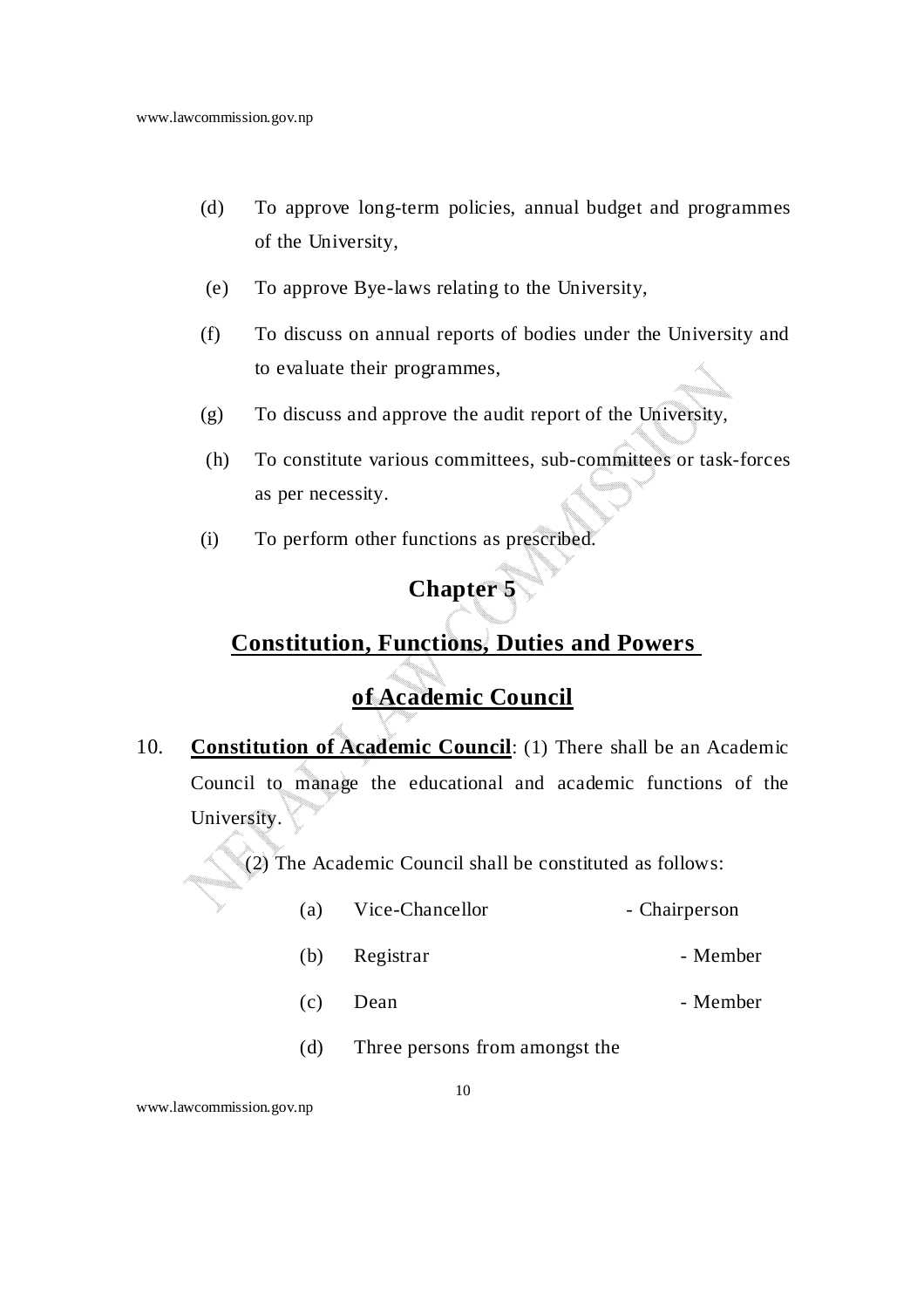(d) To approve long-term policies, annual budget and programmes of the University,

(e) To approve Bye-laws relating to the University,

(f) To discuss on annual reports of bodies under the University and to evaluate their programmes,

(g) To discuss and approve the audit report of the University,

(h) To constitute various committees, sub-committees or task-forces as per necessity.

(i) To perform other functions as prescribed.

## Chapter 5

## Constitution, Functions, Duties and Powers of Academic Council

10. **Constitution of Academic Council**: (1) There shall be an Academic Council to manage the educational and academic functions of the University.

(2) The Academic Council shall be constituted as follows:

(a) Vice-Chancellor - Chairperson

(b) Registrar - Member

(c) Dean - Member

(d) Three persons from amongst the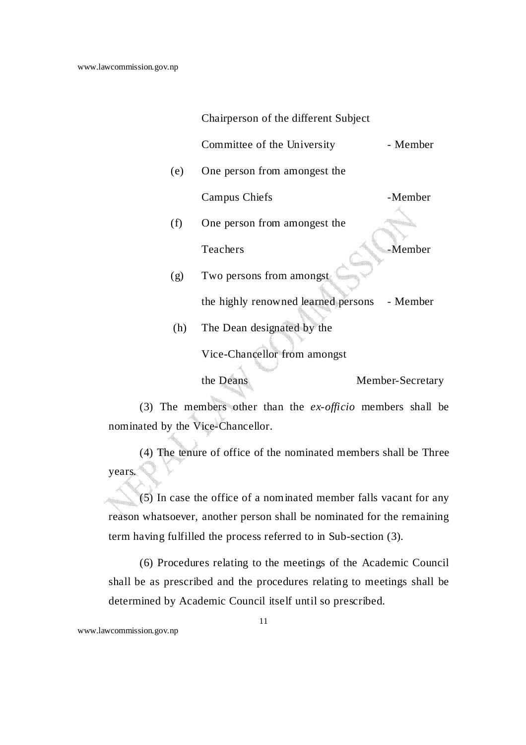Chairperson of the different Subject Committee of the University - Member

(e) One person from amongst the Campus Chiefs -Member

(f) One person from amongst the Teachers -Member

(g) Two persons from amongst the highly renowned learned persons - Member

(h) The Dean designated by the Vice-Chancellor from amongst the Deans Member-Secretary

(3) The members other than the *ex-officio* members shall be nominated by the Vice-Chancellor.

(4) The tenure of office of the nominated members shall be Three years.

(5) In case the office of a nominated member falls vacant for any reason whatsoever, another person shall be nominated for the remaining term having fulfilled the process referred to in Sub-section (3).

(6) Procedures relating to the meetings of the Academic Council shall be as prescribed and the procedures relating to meetings shall be determined by Academic Council itself until so prescribed.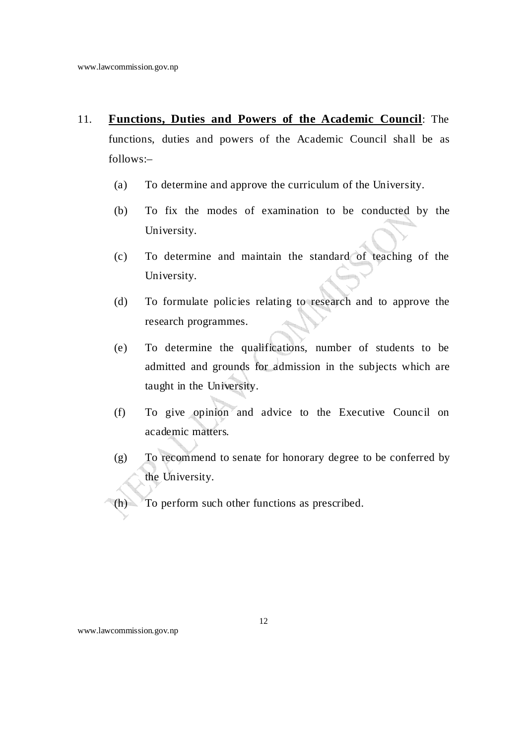11. **Functions, Duties and Powers of the Academic Council**: The functions, duties and powers of the Academic Council shall be as follows:–

    (a) To determine and approve the curriculum of the University.

    (b) To fix the modes of examination to be conducted by the University.

    (c) To determine and maintain the standard of teaching of the University.

    (d) To formulate policies relating to research and to approve the research programmes.

    (e) To determine the qualifications, number of students to be admitted and grounds for admission in the subjects which are taught in the University.

    (f) To give opinion and advice to the Executive Council on academic matters.

    (g) To recommend to senate for honorary degree to be conferred by the University.

    (h) To perform such other functions as prescribed.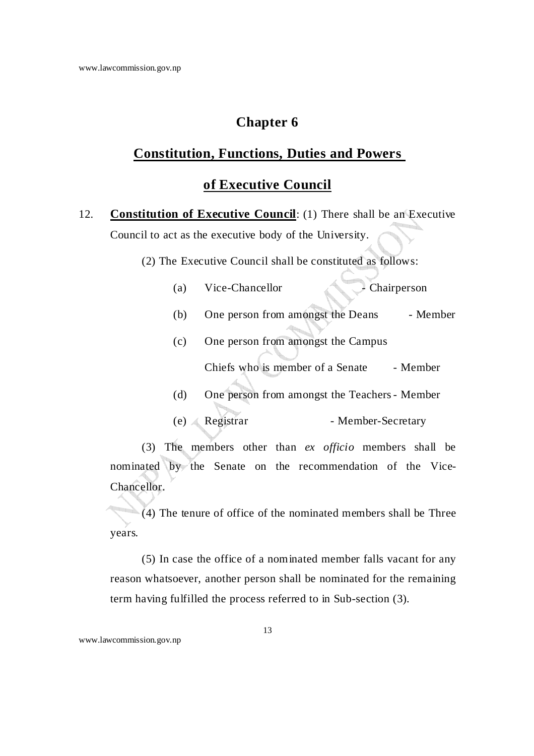# Chapter 6

## Constitution, Functions, Duties and Powers of Executive Council

12. **Constitution of Executive Council**: (1) There shall be an Executive Council to act as the executive body of the University.

    (2) The Executive Council shall be constituted as follows:

    (a) Vice-Chancellor - Chairperson

    (b) One person from amongst the Deans - Member

    (c) One person from amongst the Campus Chiefs who is member of a Senate - Member

    (d) One person from amongst the Teachers - Member

    (e) Registrar - Member-Secretary

    (3) The members other than *ex officio* members shall be nominated by the Senate on the recommendation of the Vice-Chancellor.

    (4) The tenure of office of the nominated members shall be Three years.

    (5) In case the office of a nominated member falls vacant for any reason whatsoever, another person shall be nominated for the remaining term having fulfilled the process referred to in Sub-section (3).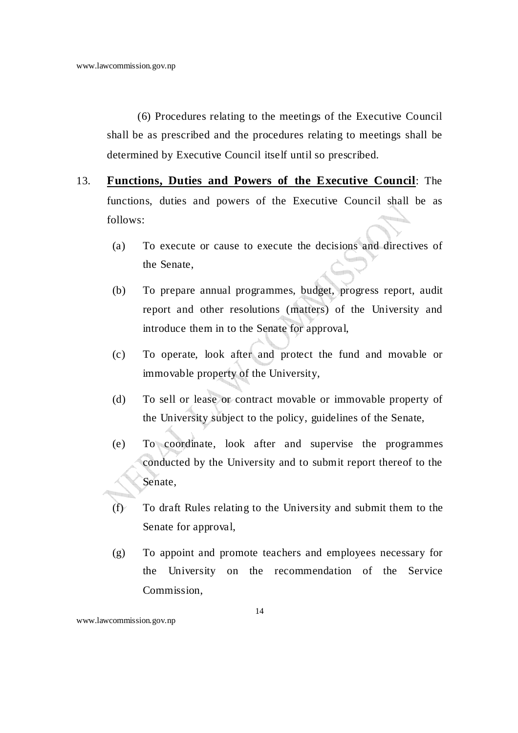(6) Procedures relating to the meetings of the Executive Council shall be as prescribed and the procedures relating to meetings shall be determined by Executive Council itself until so prescribed.

13. **Functions, Duties and Powers of the Executive Council**: The functions, duties and powers of the Executive Council shall be as follows:

(a) To execute or cause to execute the decisions and directives of the Senate,

(b) To prepare annual programmes, budget, progress report, audit report and other resolutions (matters) of the University and introduce them in to the Senate for approval,

(c) To operate, look after and protect the fund and movable or immovable property of the University,

(d) To sell or lease or contract movable or immovable property of the University subject to the policy, guidelines of the Senate,

(e) To coordinate, look after and supervise the programmes conducted by the University and to submit report thereof to the Senate,

(f) To draft Rules relating to the University and submit them to the Senate for approval,

(g) To appoint and promote teachers and employees necessary for the University on the recommendation of the Service Commission,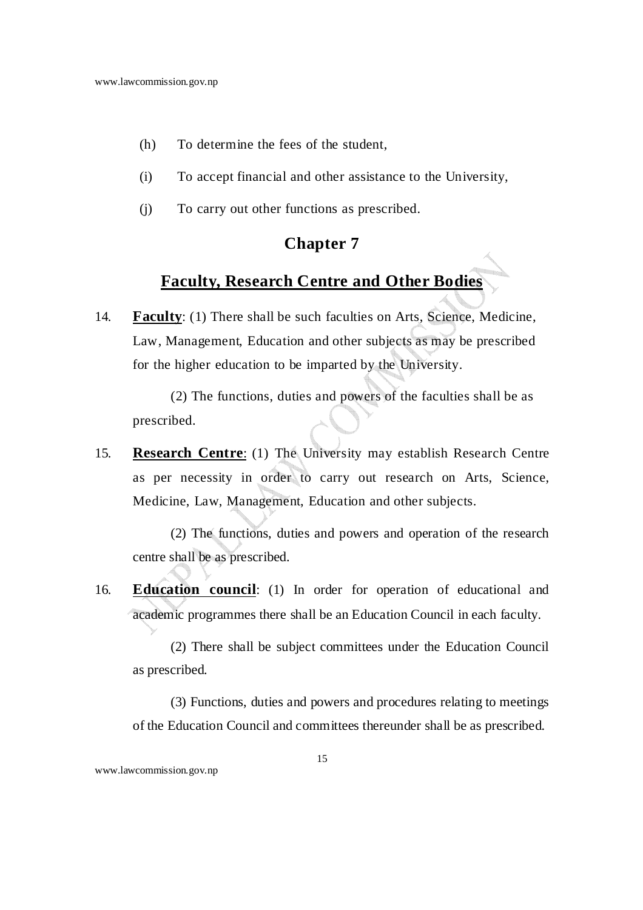(h) To determine the fees of the student,

(i) To accept financial and other assistance to the University,

(j) To carry out other functions as prescribed.

## Chapter 7

## Faculty, Research Centre and Other Bodies

14. **Faculty**: (1) There shall be such faculties on Arts, Science, Medicine, Law, Management, Education and other subjects as may be prescribed for the higher education to be imparted by the University.

(2) The functions, duties and powers of the faculties shall be as prescribed.

15. **Research Centre**: (1) The University may establish Research Centre as per necessity in order to carry out research on Arts, Science, Medicine, Law, Management, Education and other subjects.

(2) The functions, duties and powers and operation of the research centre shall be as prescribed.

16. **Education council**: (1) In order for operation of educational and academic programmes there shall be an Education Council in each faculty.

(2) There shall be subject committees under the Education Council as prescribed.

(3) Functions, duties and powers and procedures relating to meetings of the Education Council and committees thereunder shall be as prescribed.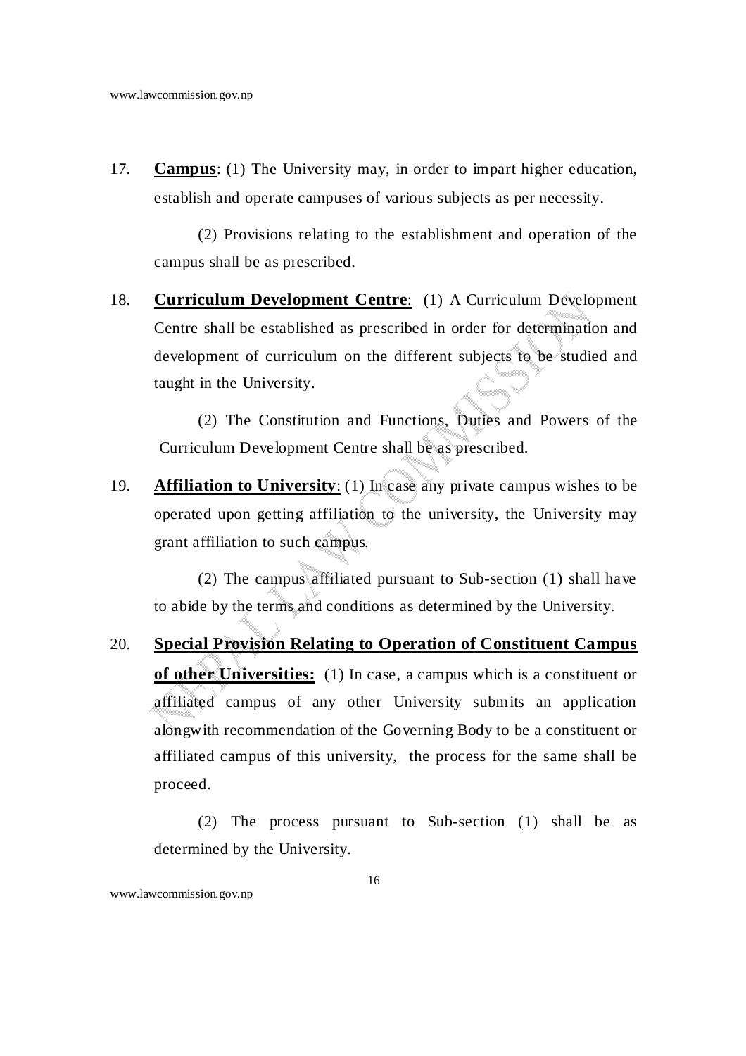17. **Campus**: (1) The University may, in order to impart higher education, establish and operate campuses of various subjects as per necessity.

    (2) Provisions relating to the establishment and operation of the campus shall be as prescribed.

18. **Curriculum Development Centre**: (1) A Curriculum Development Centre shall be established as prescribed in order for determination and development of curriculum on the different subjects to be studied and taught in the University.

    (2) The Constitution and Functions, Duties and Powers of the Curriculum Development Centre shall be as prescribed.

19. **Affiliation to University**: (1) In case any private campus wishes to be operated upon getting affiliation to the university, the University may grant affiliation to such campus.

    (2) The campus affiliated pursuant to Sub-section (1) shall have to abide by the terms and conditions as determined by the University.

20. **Special Provision Relating to Operation of Constituent Campus of other Universities:** (1) In case, a campus which is a constituent or affiliated campus of any other University submits an application alongwith recommendation of the Governing Body to be a constituent or affiliated campus of this university, the process for the same shall be proceed.

    (2) The process pursuant to Sub-section (1) shall be as determined by the University.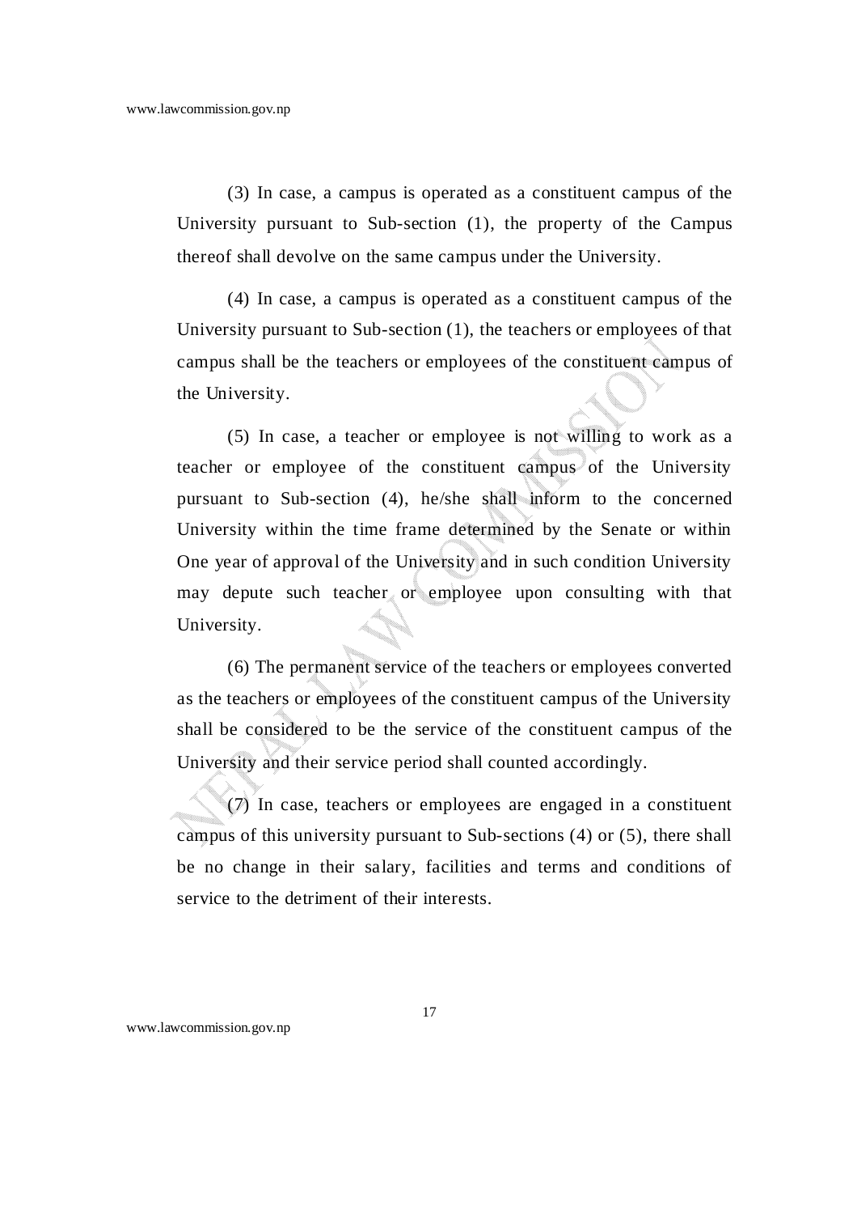(3) In case, a campus is operated as a constituent campus of the University pursuant to Sub-section (1), the property of the Campus thereof shall devolve on the same campus under the University.

(4) In case, a campus is operated as a constituent campus of the University pursuant to Sub-section (1), the teachers or employees of that campus shall be the teachers or employees of the constituent campus of the University.

(5) In case, a teacher or employee is not willing to work as a teacher or employee of the constituent campus of the University pursuant to Sub-section (4), he/she shall inform to the concerned University within the time frame determined by the Senate or within One year of approval of the University and in such condition University may depute such teacher or employee upon consulting with that University.

(6) The permanent service of the teachers or employees converted as the teachers or employees of the constituent campus of the University shall be considered to be the service of the constituent campus of the University and their service period shall counted accordingly.

(7) In case, teachers or employees are engaged in a constituent campus of this university pursuant to Sub-sections (4) or (5), there shall be no change in their salary, facilities and terms and conditions of service to the detriment of their interests.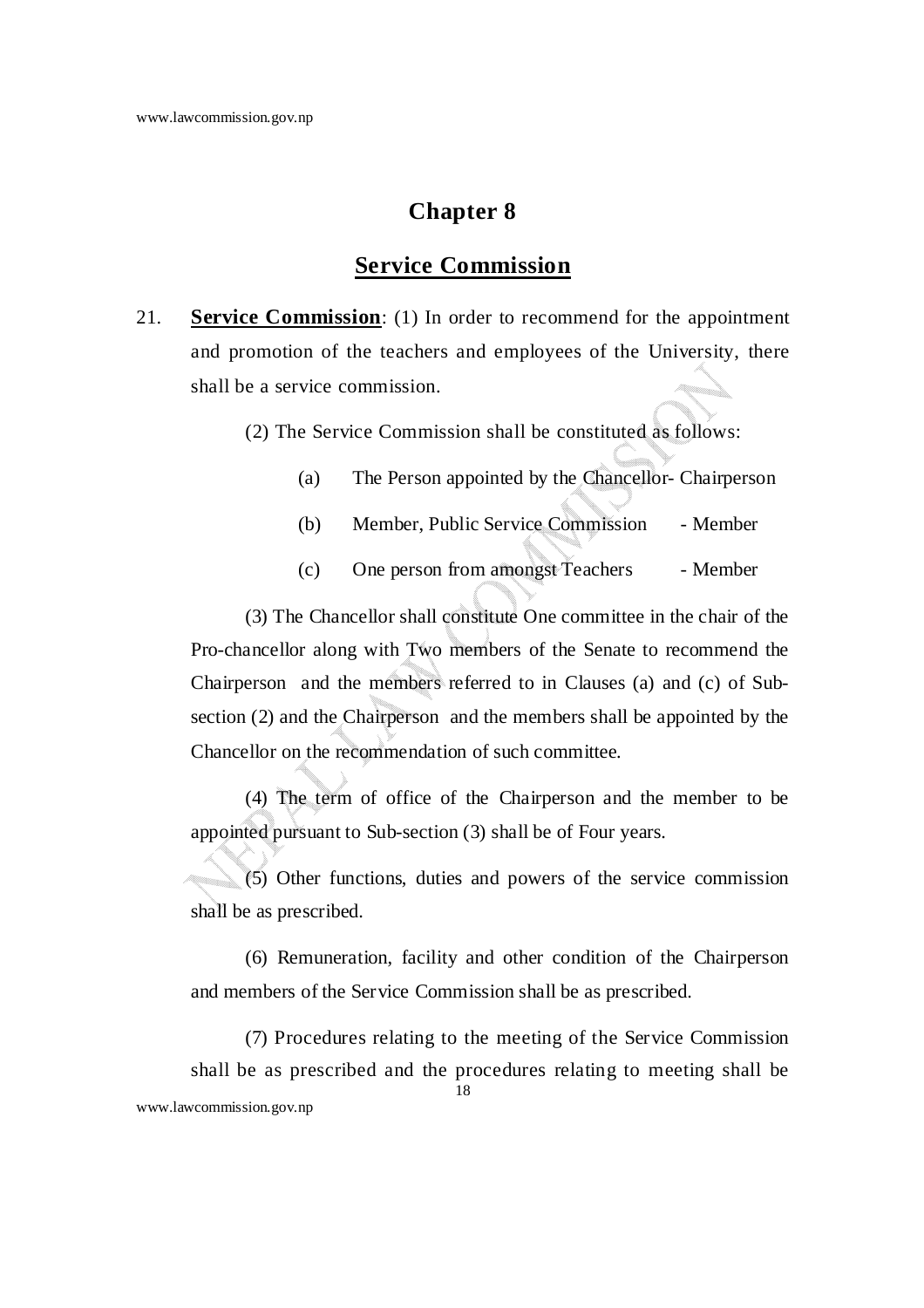# Chapter 8

## Service Commission

21. **Service Commission**: (1) In order to recommend for the appointment and promotion of the teachers and employees of the University, there shall be a service commission.

    (2) The Service Commission shall be constituted as follows:

    - (a) The Person appointed by the Chancellor- Chairperson
    - (b) Member, Public Service Commission - Member
    - (c) One person from amongst Teachers - Member

    (3) The Chancellor shall constitute One committee in the chair of the Pro-chancellor along with Two members of the Senate to recommend the Chairperson and the members referred to in Clauses (a) and (c) of Sub-section (2) and the Chairperson and the members shall be appointed by the Chancellor on the recommendation of such committee.

    (4) The term of office of the Chairperson and the member to be appointed pursuant to Sub-section (3) shall be of Four years.

    (5) Other functions, duties and powers of the service commission shall be as prescribed.

    (6) Remuneration, facility and other condition of the Chairperson and members of the Service Commission shall be as prescribed.

    (7) Procedures relating to the meeting of the Service Commission shall be as prescribed and the procedures relating to meeting shall be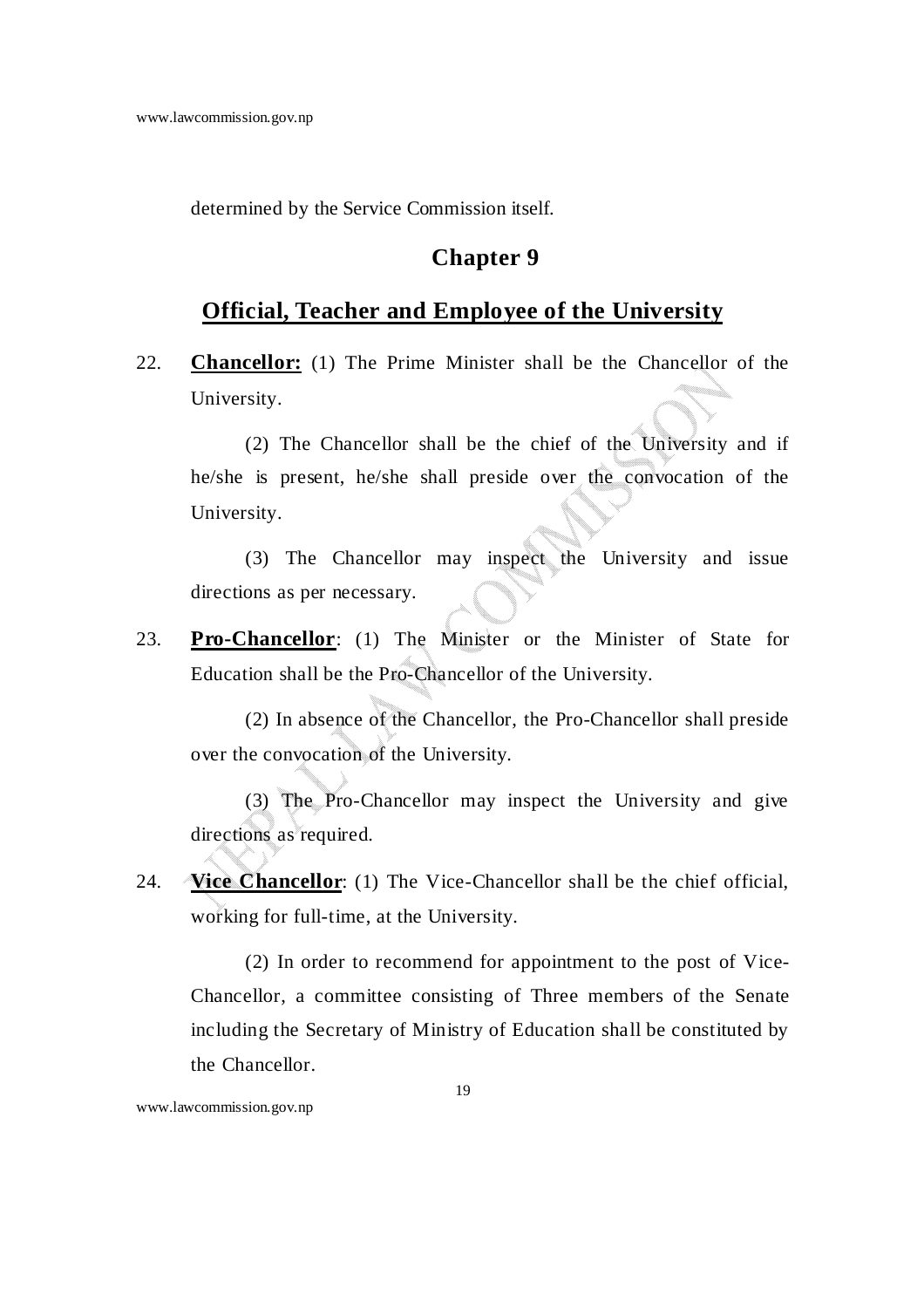determined by the Service Commission itself.

## Chapter 9

## Official, Teacher and Employee of the University

22. **Chancellor:** (1) The Prime Minister shall be the Chancellor of the University.

(2) The Chancellor shall be the chief of the University and if he/she is present, he/she shall preside over the convocation of the University.

(3) The Chancellor may inspect the University and issue directions as per necessary.

23. **Pro-Chancellor**: (1) The Minister or the Minister of State for Education shall be the Pro-Chancellor of the University.

(2) In absence of the Chancellor, the Pro-Chancellor shall preside over the convocation of the University.

(3) The Pro-Chancellor may inspect the University and give directions as required.

24. **Vice Chancellor**: (1) The Vice-Chancellor shall be the chief official, working for full-time, at the University.

(2) In order to recommend for appointment to the post of Vice-Chancellor, a committee consisting of Three members of the Senate including the Secretary of Ministry of Education shall be constituted by the Chancellor.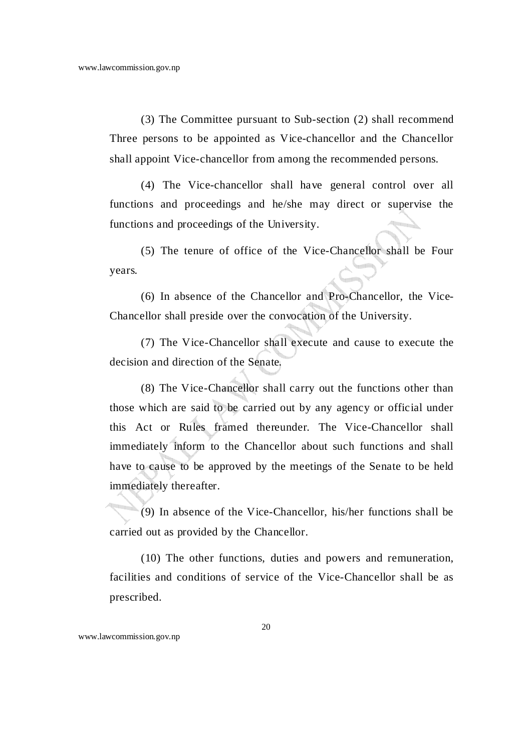(3) The Committee pursuant to Sub-section (2) shall recommend Three persons to be appointed as Vice-chancellor and the Chancellor shall appoint Vice-chancellor from among the recommended persons.

(4) The Vice-chancellor shall have general control over all functions and proceedings and he/she may direct or supervise the functions and proceedings of the University.

(5) The tenure of office of the Vice-Chancellor shall be Four years.

(6) In absence of the Chancellor and Pro-Chancellor, the Vice-Chancellor shall preside over the convocation of the University.

(7) The Vice-Chancellor shall execute and cause to execute the decision and direction of the Senate.

(8) The Vice-Chancellor shall carry out the functions other than those which are said to be carried out by any agency or official under this Act or Rules framed thereunder. The Vice-Chancellor shall immediately inform to the Chancellor about such functions and shall have to cause to be approved by the meetings of the Senate to be held immediately thereafter.

(9) In absence of the Vice-Chancellor, his/her functions shall be carried out as provided by the Chancellor.

(10) The other functions, duties and powers and remuneration, facilities and conditions of service of the Vice-Chancellor shall be as prescribed.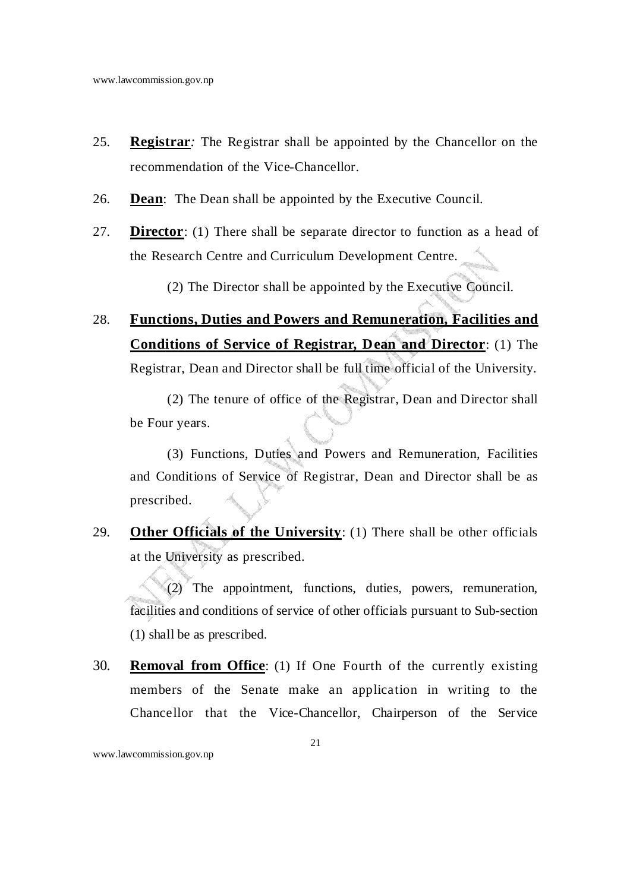25. **Registrar***:* The Registrar shall be appointed by the Chancellor on the recommendation of the Vice-Chancellor.

26. **Dean**: The Dean shall be appointed by the Executive Council.

27. **Director**: (1) There shall be separate director to function as a head of the Research Centre and Curriculum Development Centre.

    (2) The Director shall be appointed by the Executive Council.

28. **Functions, Duties and Powers and Remuneration, Facilities and Conditions of Service of Registrar, Dean and Director**: (1) The Registrar, Dean and Director shall be full time official of the University.

    (2) The tenure of office of the Registrar, Dean and Director shall be Four years.

    (3) Functions, Duties and Powers and Remuneration, Facilities and Conditions of Service of Registrar, Dean and Director shall be as prescribed.

29. **Other Officials of the University**: (1) There shall be other officials at the University as prescribed.

    (2) The appointment, functions, duties, powers, remuneration, facilities and conditions of service of other officials pursuant to Sub-section (1) shall be as prescribed.

30. **Removal from Office**: (1) If One Fourth of the currently existing members of the Senate make an application in writing to the Chancellor that the Vice-Chancellor, Chairperson of the Service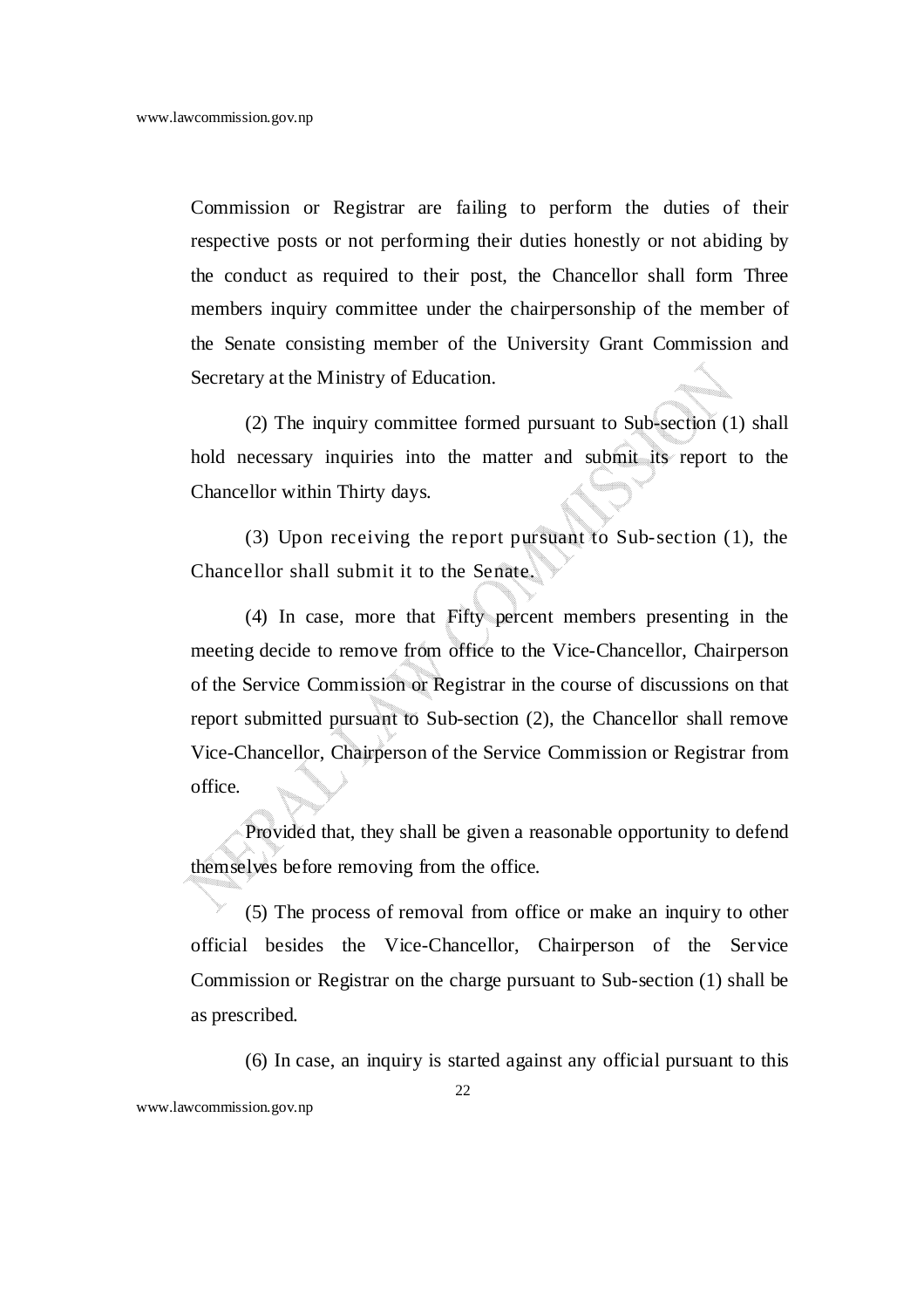Commission or Registrar are failing to perform the duties of their respective posts or not performing their duties honestly or not abiding by the conduct as required to their post, the Chancellor shall form Three members inquiry committee under the chairpersonship of the member of the Senate consisting member of the University Grant Commission and Secretary at the Ministry of Education.

(2) The inquiry committee formed pursuant to Sub-section (1) shall hold necessary inquiries into the matter and submit its report to the Chancellor within Thirty days.

(3) Upon receiving the report pursuant to Sub-section (1), the Chancellor shall submit it to the Senate.

(4) In case, more that Fifty percent members presenting in the meeting decide to remove from office to the Vice-Chancellor, Chairperson of the Service Commission or Registrar in the course of discussions on that report submitted pursuant to Sub-section (2), the Chancellor shall remove Vice-Chancellor, Chairperson of the Service Commission or Registrar from office.

Provided that, they shall be given a reasonable opportunity to defend themselves before removing from the office.

(5) The process of removal from office or make an inquiry to other official besides the Vice-Chancellor, Chairperson of the Service Commission or Registrar on the charge pursuant to Sub-section (1) shall be as prescribed.

(6) In case, an inquiry is started against any official pursuant to this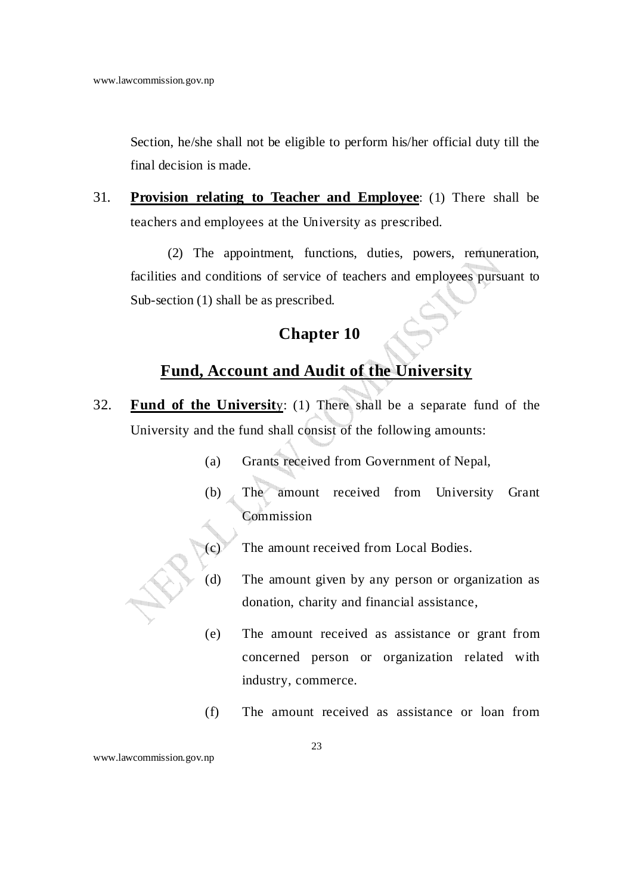Section, he/she shall not be eligible to perform his/her official duty till the final decision is made.

31. **Provision relating to Teacher and Employee**: (1) There shall be teachers and employees at the University as prescribed.

(2) The appointment, functions, duties, powers, remuneration, facilities and conditions of service of teachers and employees pursuant to Sub-section (1) shall be as prescribed.

## Chapter 10

## Fund, Account and Audit of the University

32. **Fund of the University**: (1) There shall be a separate fund of the University and the fund shall consist of the following amounts:

(a) Grants received from Government of Nepal,

(b) The amount received from University Grant Commission

(c) The amount received from Local Bodies.

(d) The amount given by any person or organization as donation, charity and financial assistance,

(e) The amount received as assistance or grant from concerned person or organization related with industry, commerce.

(f) The amount received as assistance or loan from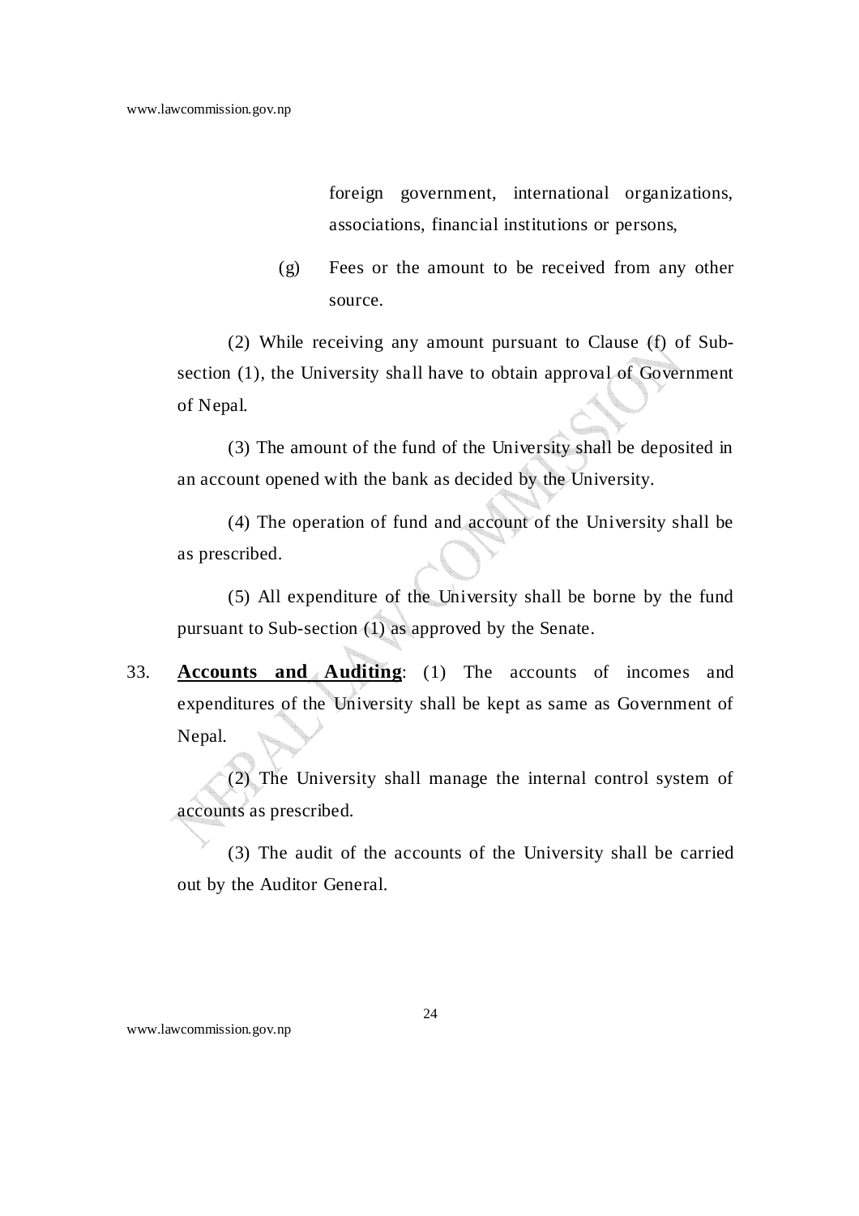foreign government, international organizations, associations, financial institutions or persons,

(g) Fees or the amount to be received from any other source.

(2) While receiving any amount pursuant to Clause (f) of Sub-section (1), the University shall have to obtain approval of Government of Nepal.

(3) The amount of the fund of the University shall be deposited in an account opened with the bank as decided by the University.

(4) The operation of fund and account of the University shall be as prescribed.

(5) All expenditure of the University shall be borne by the fund pursuant to Sub-section (1) as approved by the Senate.

33. **Accounts and Auditing**: (1) The accounts of incomes and expenditures of the University shall be kept as same as Government of Nepal.

(2) The University shall manage the internal control system of accounts as prescribed.

(3) The audit of the accounts of the University shall be carried out by the Auditor General.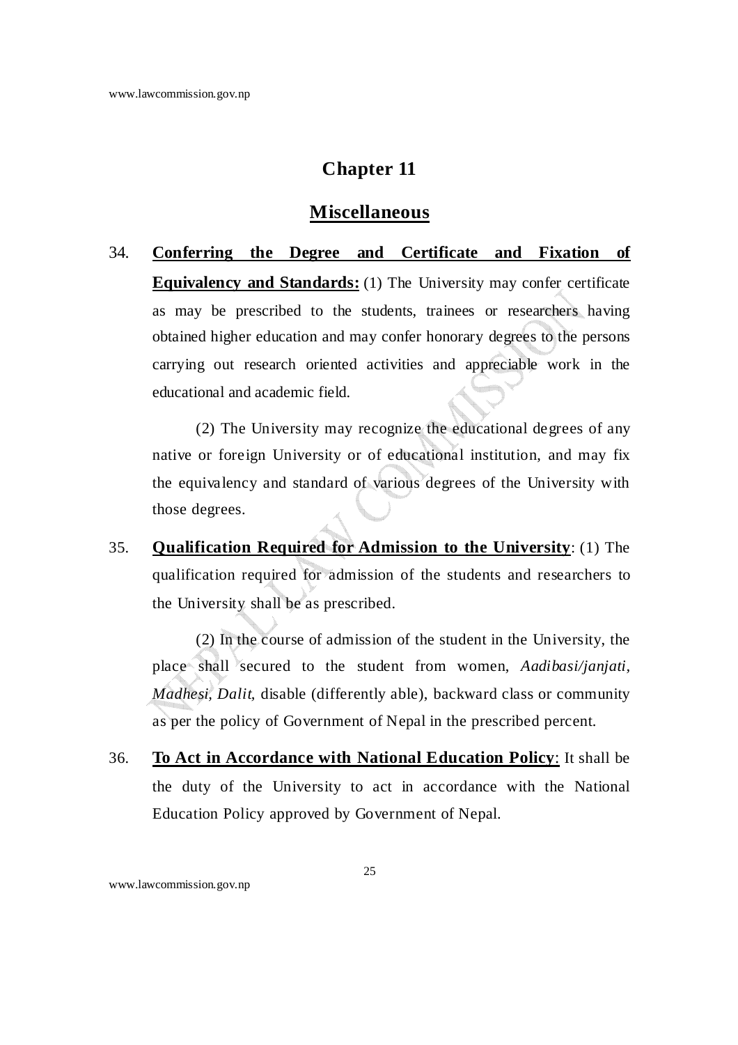# Chapter 11

## Miscellaneous

34. **Conferring the Degree and Certificate and Fixation of Equivalency and Standards:** (1) The University may confer certificate as may be prescribed to the students, trainees or researchers having obtained higher education and may confer honorary degrees to the persons carrying out research oriented activities and appreciable work in the educational and academic field.

    (2) The University may recognize the educational degrees of any native or foreign University or of educational institution, and may fix the equivalency and standard of various degrees of the University with those degrees.

35. **Qualification Required for Admission to the University**: (1) The qualification required for admission of the students and researchers to the University shall be as prescribed.

    (2) In the course of admission of the student in the University, the place shall secured to the student from women, *Aadibasi/janjati*, *Madhesi*, *Dalit*, disable (differently able), backward class or community as per the policy of Government of Nepal in the prescribed percent.

36. **To Act in Accordance with National Education Policy**: It shall be the duty of the University to act in accordance with the National Education Policy approved by Government of Nepal.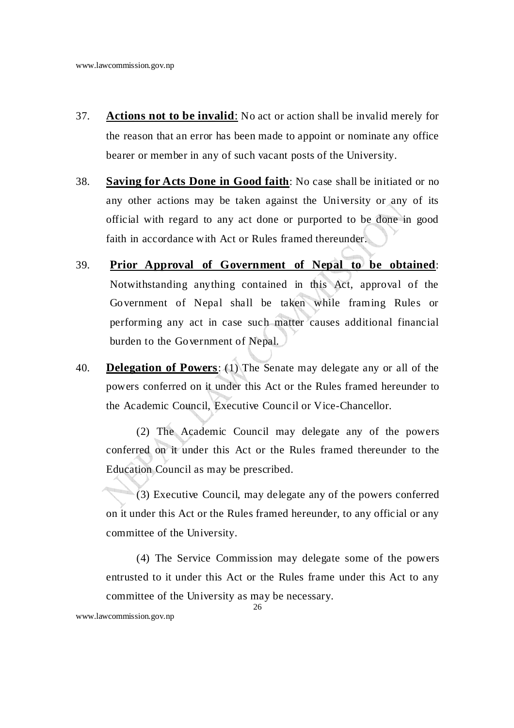37. **Actions not to be invalid**: No act or action shall be invalid merely for the reason that an error has been made to appoint or nominate any office bearer or member in any of such vacant posts of the University.

38. **Saving for Acts Done in Good faith**: No case shall be initiated or no any other actions may be taken against the University or any of its official with regard to any act done or purported to be done in good faith in accordance with Act or Rules framed thereunder.

39. **Prior Approval of Government of Nepal to be obtained**: Notwithstanding anything contained in this Act, approval of the Government of Nepal shall be taken while framing Rules or performing any act in case such matter causes additional financial burden to the Government of Nepal.

40. **Delegation of Powers**: (1) The Senate may delegate any or all of the powers conferred on it under this Act or the Rules framed hereunder to the Academic Council, Executive Council or Vice-Chancellor.

    (2) The Academic Council may delegate any of the powers conferred on it under this Act or the Rules framed thereunder to the Education Council as may be prescribed.

    (3) Executive Council, may delegate any of the powers conferred on it under this Act or the Rules framed hereunder, to any official or any committee of the University.

    (4) The Service Commission may delegate some of the powers entrusted to it under this Act or the Rules frame under this Act to any committee of the University as may be necessary.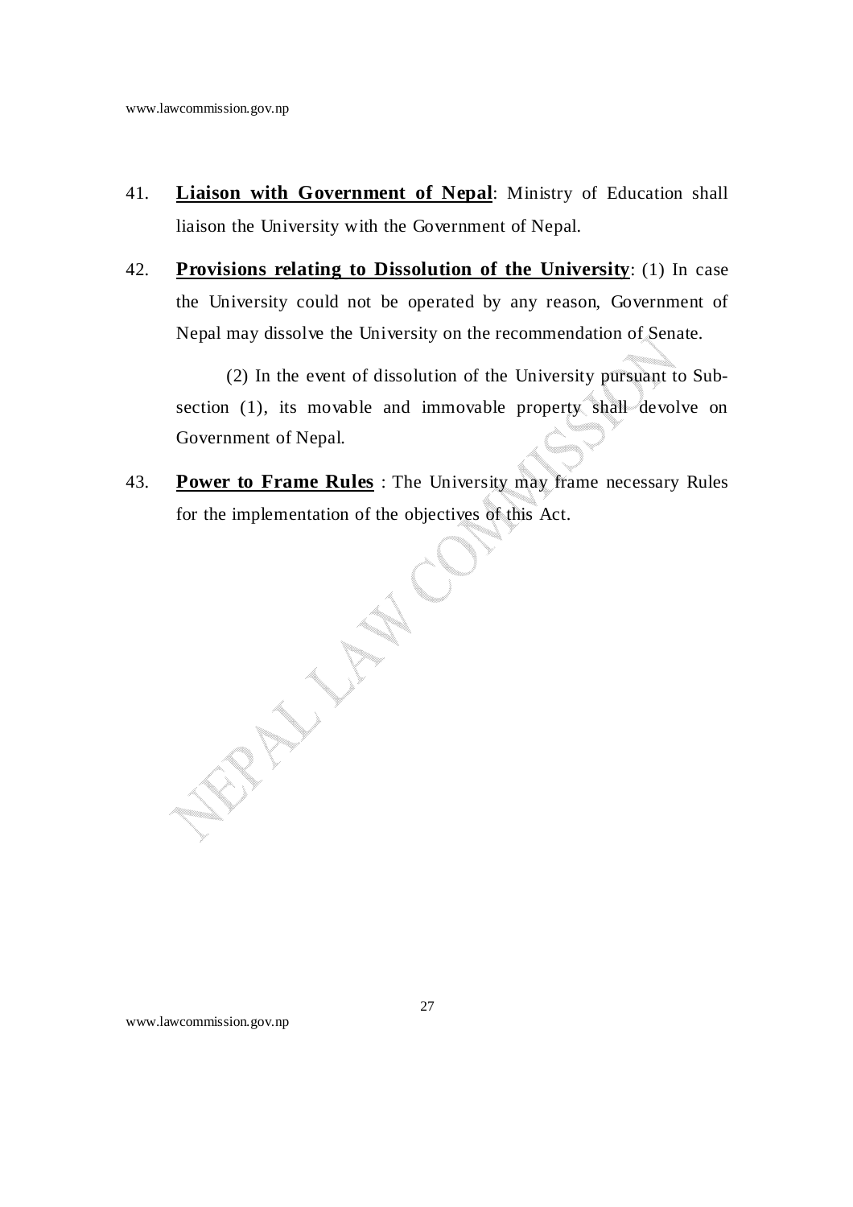41. **Liaison with Government of Nepal**: Ministry of Education shall liaison the University with the Government of Nepal.

42. **Provisions relating to Dissolution of the University**: (1) In case the University could not be operated by any reason, Government of Nepal may dissolve the University on the recommendation of Senate.

    (2) In the event of dissolution of the University pursuant to Sub-section (1), its movable and immovable property shall devolve on Government of Nepal.

43. **Power to Frame Rules** : The University may frame necessary Rules for the implementation of the objectives of this Act.